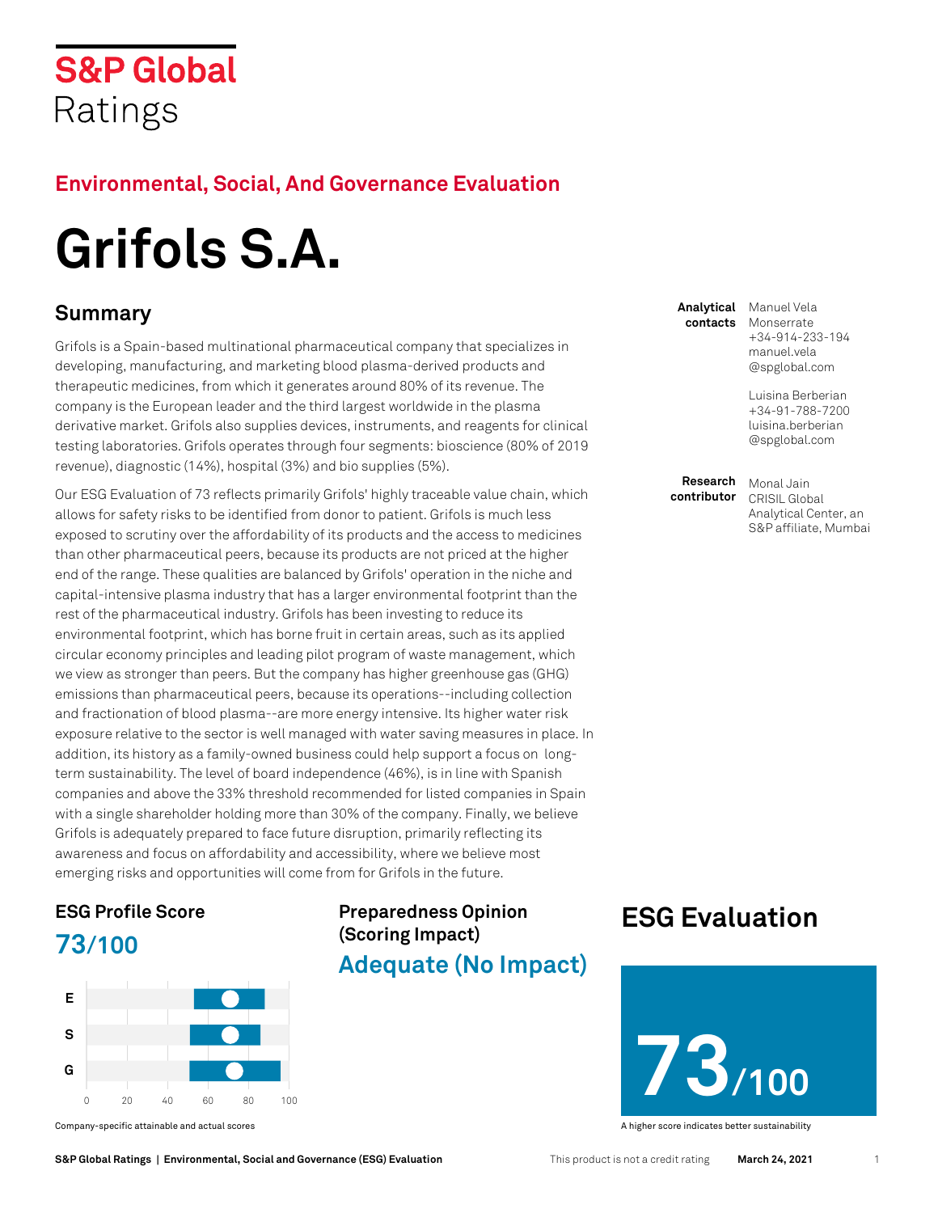S&P Global Ratings

## Environmental, Social, And Governance Evaluation

# Grifols S.A.

## Summary

Grifols is a Spain-based multinational pharmaceutical company that specializes in developing, manufacturing, and marketing blood plasma-derived products and therapeutic medicines, from which it generates around 80% of its revenue. The company is the European leader and the third largest worldwide in the plasma derivative market. Grifols also supplies devices, instruments, and reagents for clinical testing laboratories. Grifols operates through four segments: bioscience (80% of 2019 revenue), diagnostic (14%), hospital (3%) and bio supplies (5%).

Our ESG Evaluation of 73 reflects primarily Grifols' highly traceable value chain, which allows for safety risks to be identified from donor to patient. Grifols is much less exposed to scrutiny over the affordability of its products and the access to medicines than other pharmaceutical peers, because its products are not priced at the higher end of the range. These qualities are balanced by Grifols' operation in the niche and capital-intensive plasma industry that has a larger environmental footprint than the rest of the pharmaceutical industry. Grifols has been investing to reduce its environmental footprint, which has borne fruit in certain areas, such as its applied circular economy principles and leading pilot program of waste management, which we view as stronger than peers. But the company has higher greenhouse gas (GHG) emissions than pharmaceutical peers, because its operations--including collection and fractionation of blood plasma--are more energy intensive. Its higher water risk exposure relative to the sector is well managed with water saving measures in place. In addition, its history as a family-owned business could help support a focus on long-term sustainability. The level of board independence (46%), is in line with Spanish companies and above the 33% threshold recommended for listed companies in Spain with a single shareholder holding more than 30% of the company. Finally, we believe Grifols is adequately prepared to face future disruption, primarily reflecting its awareness and focus on affordability and accessibility, where we believe most emerging risks and opportunities will come from for Grifols in the future.

**Analytical contacts**

Manuel Vela Monserrate
+34-914-233-194
manuel.vela@spglobal.com

Luisina Berberian
+34-91-788-7200
luisina.berberian@spglobal.com

**Research contributor**

Monal Jain
CRISIL Global Analytical Center, an S&P affiliate, Mumbai

### ESG Profile Score

**73/100**

Company-specific attainable and actual scores

### Preparedness Opinion (Scoring Impact)

**Adequate (No Impact)**

### ESG Evaluation

**73/100**

A higher score indicates better sustainability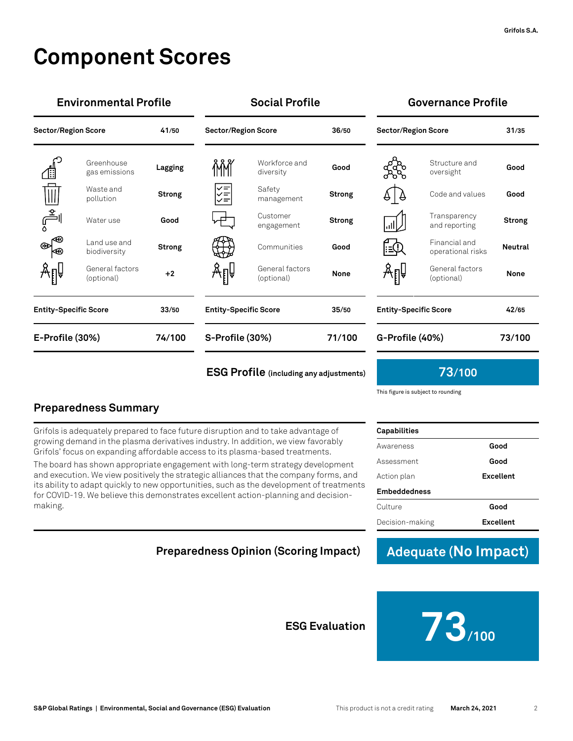# Component Scores

## Environmental Profile

| Sector/Region Score | 41/50 |
|---|---|
| Greenhouse gas emissions | Lagging |
| Waste and pollution | Strong |
| Water use | Good |
| Land use and biodiversity | Strong |
| General factors (optional) | +2 |
| **Entity-Specific Score** | **33/50** |
| **E-Profile (30%)** | **74/100** |

## Social Profile

| Sector/Region Score | 36/50 |
|---|---|
| Workforce and diversity | Good |
| Safety management | Strong |
| Customer engagement | Strong |
| Communities | Good |
| General factors (optional) | None |
| **Entity-Specific Score** | **35/50** |
| **S-Profile (30%)** | **71/100** |

## Governance Profile

| Sector/Region Score | 31/35 |
|---|---|
| Structure and oversight | Good |
| Code and values | Good |
| Transparency and reporting | Strong |
| Financial and operational risks | Neutral |
| General factors (optional) | None |
| **Entity-Specific Score** | **42/65** |
| **G-Profile (40%)** | **73/100** |

**ESG Profile** (including any adjustments): **73/100**

This figure is subject to rounding

## Preparedness Summary

Grifols is adequately prepared to face future disruption and to take advantage of growing demand in the plasma derivatives industry. In addition, we view favorably Grifols' focus on expanding affordable access to its plasma-based treatments.

The board has shown appropriate engagement with long-term strategy development and execution. We view positively the strategic alliances that the company forms, and its ability to adapt quickly to new opportunities, such as the development of treatments for COVID-19. We believe this demonstrates excellent action-planning and decision-making.

| Capabilities | |
|---|---|
| Awareness | Good |
| Assessment | Good |
| Action plan | Excellent |
| **Embeddedness** | |
| Culture | Good |
| Decision-making | Excellent |

**Preparedness Opinion (Scoring Impact)**: **Adequate (No Impact)**

**ESG Evaluation**: **73/100**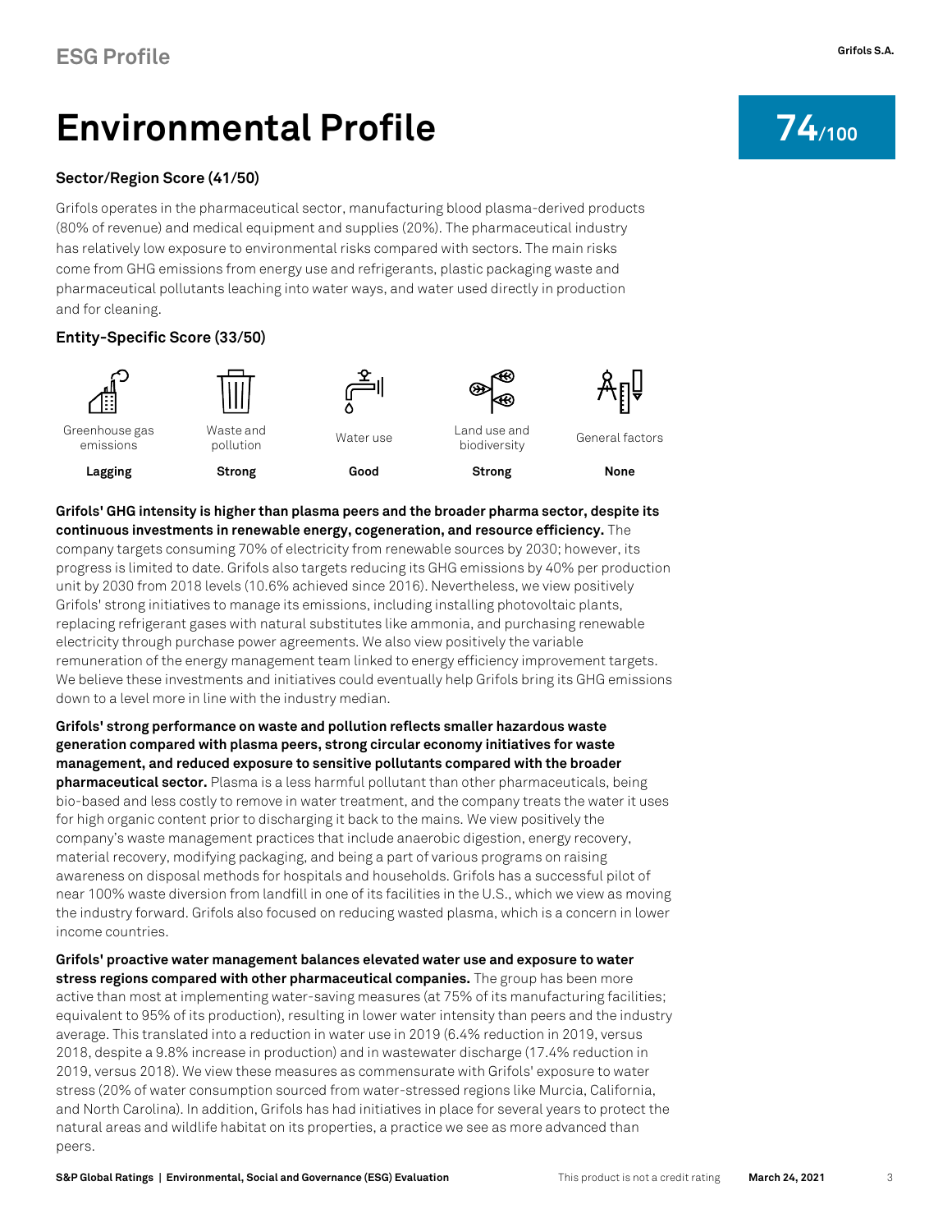# ESG Profile

# Environmental Profile

**74/100**

### Sector/Region Score (41/50)

Grifols operates in the pharmaceutical sector, manufacturing blood plasma-derived products (80% of revenue) and medical equipment and supplies (20%). The pharmaceutical industry has relatively low exposure to environmental risks compared with sectors. The main risks come from GHG emissions from energy use and refrigerants, plastic packaging waste and pharmaceutical pollutants leaching into water ways, and water used directly in production and for cleaning.

### Entity-Specific Score (33/50)

| Greenhouse gas emissions | Waste and pollution | Water use | Land use and biodiversity | General factors |
|---|---|---|---|---|
| **Lagging** | **Strong** | **Good** | **Strong** | **None** |

**Grifols' GHG intensity is higher than plasma peers and the broader pharma sector, despite its continuous investments in renewable energy, cogeneration, and resource efficiency.** The company targets consuming 70% of electricity from renewable sources by 2030; however, its progress is limited to date. Grifols also targets reducing its GHG emissions by 40% per production unit by 2030 from 2018 levels (10.6% achieved since 2016). Nevertheless, we view positively Grifols' strong initiatives to manage its emissions, including installing photovoltaic plants, replacing refrigerant gases with natural substitutes like ammonia, and purchasing renewable electricity through purchase power agreements. We also view positively the variable remuneration of the energy management team linked to energy efficiency improvement targets. We believe these investments and initiatives could eventually help Grifols bring its GHG emissions down to a level more in line with the industry median.

**Grifols' strong performance on waste and pollution reflects smaller hazardous waste generation compared with plasma peers, strong circular economy initiatives for waste management, and reduced exposure to sensitive pollutants compared with the broader pharmaceutical sector.** Plasma is a less harmful pollutant than other pharmaceuticals, being bio-based and less costly to remove in water treatment, and the company treats the water it uses for high organic content prior to discharging it back to the mains. We view positively the company's waste management practices that include anaerobic digestion, energy recovery, material recovery, modifying packaging, and being a part of various programs on raising awareness on disposal methods for hospitals and households. Grifols has a successful pilot of near 100% waste diversion from landfill in one of its facilities in the U.S., which we view as moving the industry forward. Grifols also focused on reducing wasted plasma, which is a concern in lower income countries.

**Grifols' proactive water management balances elevated water use and exposure to water stress regions compared with other pharmaceutical companies.** The group has been more active than most at implementing water-saving measures (at 75% of its manufacturing facilities; equivalent to 95% of its production), resulting in lower water intensity than peers and the industry average. This translated into a reduction in water use in 2019 (6.4% reduction in 2019, versus 2018, despite a 9.8% increase in production) and in wastewater discharge (17.4% reduction in 2019, versus 2018). We view these measures as commensurate with Grifols' exposure to water stress (20% of water consumption sourced from water-stressed regions like Murcia, California, and North Carolina). In addition, Grifols has had initiatives in place for several years to protect the natural areas and wildlife habitat on its properties, a practice we see as more advanced than peers.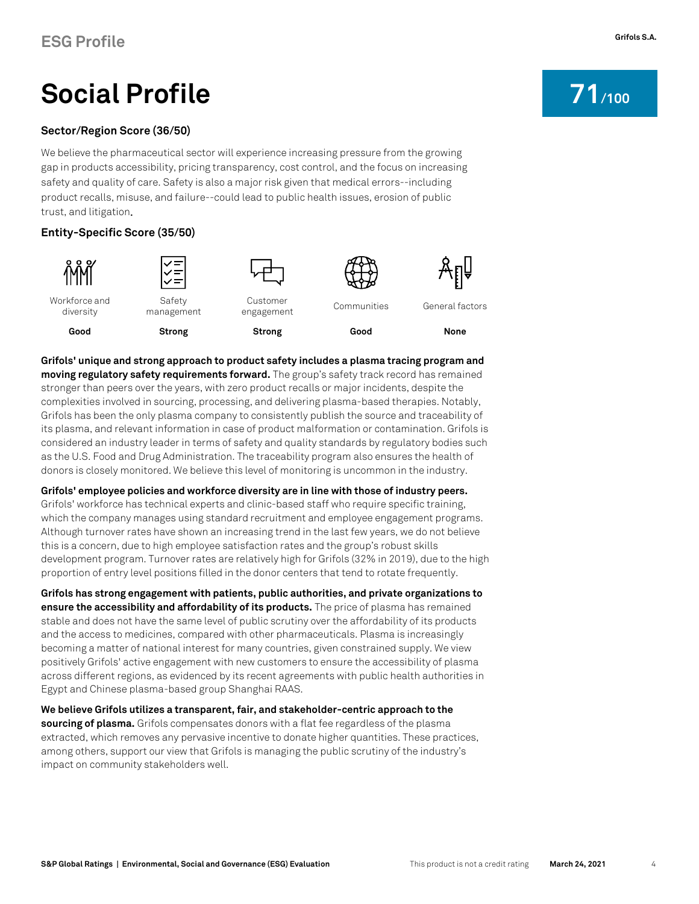## ESG Profile

# Social Profile

**71/100**

### Sector/Region Score (36/50)

We believe the pharmaceutical sector will experience increasing pressure from the growing gap in products accessibility, pricing transparency, cost control, and the focus on increasing safety and quality of care. Safety is also a major risk given that medical errors--including product recalls, misuse, and failure--could lead to public health issues, erosion of public trust, and litigation.

### Entity-Specific Score (35/50)

| Workforce and diversity | Safety management | Customer engagement | Communities | General factors |
| --- | --- | --- | --- | --- |
| **Good** | **Strong** | **Strong** | **Good** | **None** |

**Grifols' unique and strong approach to product safety includes a plasma tracing program and moving regulatory safety requirements forward.** The group's safety track record has remained stronger than peers over the years, with zero product recalls or major incidents, despite the complexities involved in sourcing, processing, and delivering plasma-based therapies. Notably, Grifols has been the only plasma company to consistently publish the source and traceability of its plasma, and relevant information in case of product malformation or contamination. Grifols is considered an industry leader in terms of safety and quality standards by regulatory bodies such as the U.S. Food and Drug Administration. The traceability program also ensures the health of donors is closely monitored. We believe this level of monitoring is uncommon in the industry.

**Grifols' employee policies and workforce diversity are in line with those of industry peers.** Grifols' workforce has technical experts and clinic-based staff who require specific training, which the company manages using standard recruitment and employee engagement programs. Although turnover rates have shown an increasing trend in the last few years, we do not believe this is a concern, due to high employee satisfaction rates and the group's robust skills development program. Turnover rates are relatively high for Grifols (32% in 2019), due to the high proportion of entry level positions filled in the donor centers that tend to rotate frequently.

**Grifols has strong engagement with patients, public authorities, and private organizations to ensure the accessibility and affordability of its products.** The price of plasma has remained stable and does not have the same level of public scrutiny over the affordability of its products and the access to medicines, compared with other pharmaceuticals. Plasma is increasingly becoming a matter of national interest for many countries, given constrained supply. We view positively Grifols' active engagement with new customers to ensure the accessibility of plasma across different regions, as evidenced by its recent agreements with public health authorities in Egypt and Chinese plasma-based group Shanghai RAAS.

**We believe Grifols utilizes a transparent, fair, and stakeholder-centric approach to the sourcing of plasma.** Grifols compensates donors with a flat fee regardless of the plasma extracted, which removes any pervasive incentive to donate higher quantities. These practices, among others, support our view that Grifols is managing the public scrutiny of the industry's impact on community stakeholders well.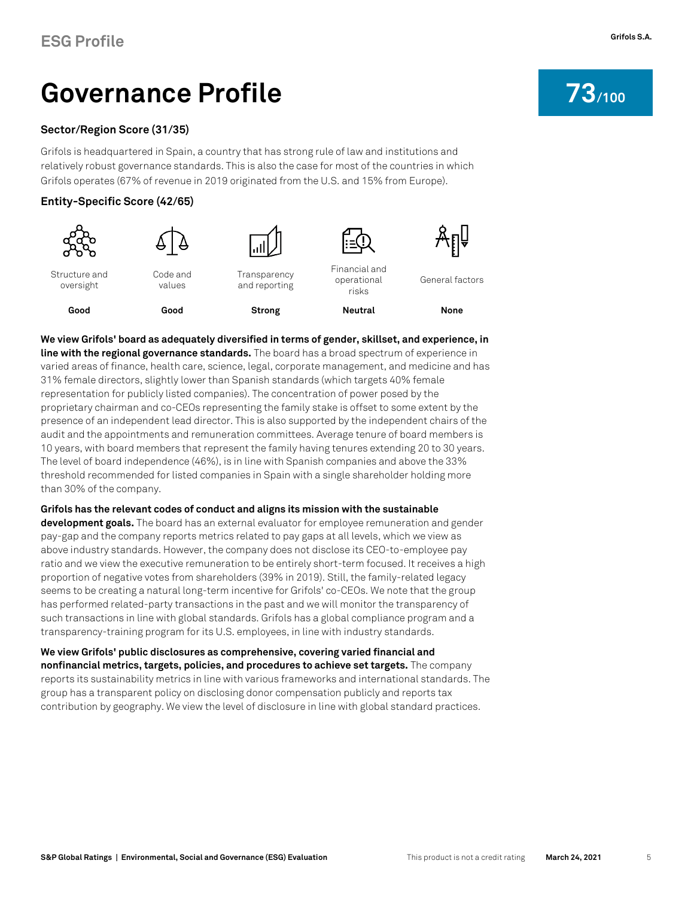# ESG Profile

# Governance Profile

**73/100**

### Sector/Region Score (31/35)

Grifols is headquartered in Spain, a country that has strong rule of law and institutions and relatively robust governance standards. This is also the case for most of the countries in which Grifols operates (67% of revenue in 2019 originated from the U.S. and 15% from Europe).

### Entity-Specific Score (42/65)

| Structure and oversight | Code and values | Transparency and reporting | Financial and operational risks | General factors |
|---|---|---|---|---|
| **Good** | **Good** | **Strong** | **Neutral** | **None** |

**We view Grifols' board as adequately diversified in terms of gender, skillset, and experience, in line with the regional governance standards.** The board has a broad spectrum of experience in varied areas of finance, health care, science, legal, corporate management, and medicine and has 31% female directors, slightly lower than Spanish standards (which targets 40% female representation for publicly listed companies). The concentration of power posed by the proprietary chairman and co-CEOs representing the family stake is offset to some extent by the presence of an independent lead director. This is also supported by the independent chairs of the audit and the appointments and remuneration committees. Average tenure of board members is 10 years, with board members that represent the family having tenures extending 20 to 30 years. The level of board independence (46%), is in line with Spanish companies and above the 33% threshold recommended for listed companies in Spain with a single shareholder holding more than 30% of the company.

**Grifols has the relevant codes of conduct and aligns its mission with the sustainable development goals.** The board has an external evaluator for employee remuneration and gender pay-gap and the company reports metrics related to pay gaps at all levels, which we view as above industry standards. However, the company does not disclose its CEO-to-employee pay ratio and we view the executive remuneration to be entirely short-term focused. It receives a high proportion of negative votes from shareholders (39% in 2019). Still, the family-related legacy seems to be creating a natural long-term incentive for Grifols' co-CEOs. We note that the group has performed related-party transactions in the past and we will monitor the transparency of such transactions in line with global standards. Grifols has a global compliance program and a transparency-training program for its U.S. employees, in line with industry standards.

**We view Grifols' public disclosures as comprehensive, covering varied financial and nonfinancial metrics, targets, policies, and procedures to achieve set targets.** The company reports its sustainability metrics in line with various frameworks and international standards. The group has a transparent policy on disclosing donor compensation publicly and reports tax contribution by geography. We view the level of disclosure in line with global standard practices.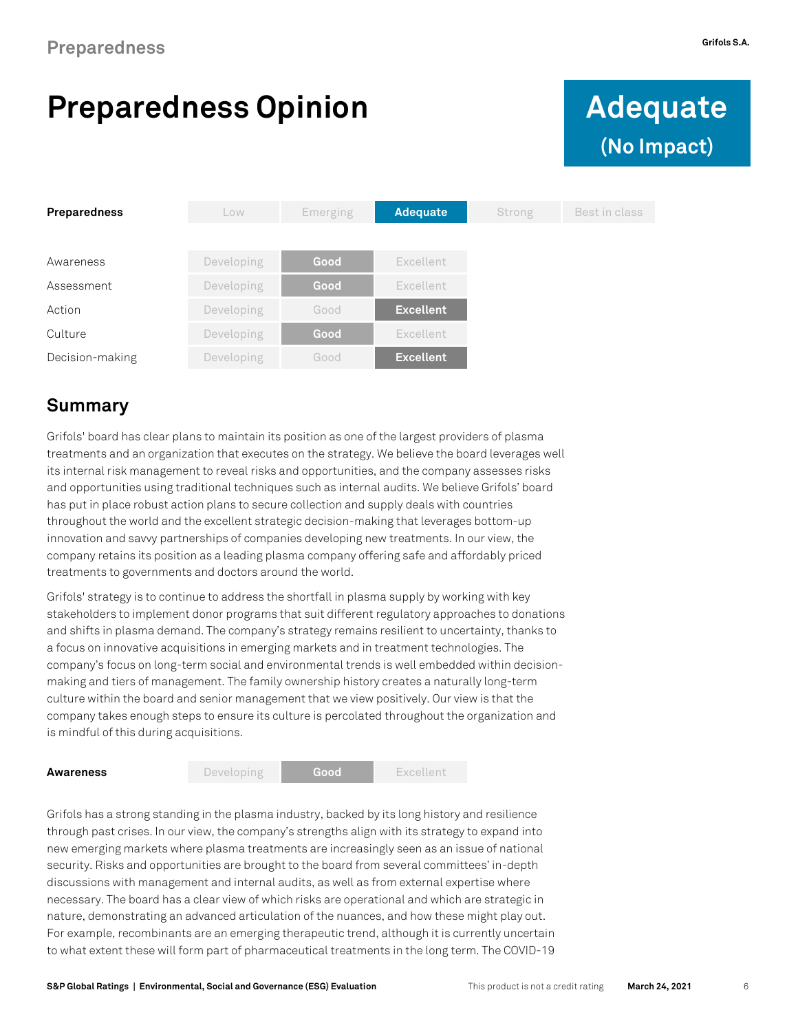# Preparedness

## Preparedness Opinion

**Adequate (No Impact)**

| **Preparedness** | Low | Emerging | **Adequate** | Strong | Best in class |
|---|---|---|---|---|---|

| | | | |
|---|---|---|---|
| Awareness | Developing | **Good** | Excellent |
| Assessment | Developing | **Good** | Excellent |
| Action | Developing | Good | **Excellent** |
| Culture | Developing | **Good** | Excellent |
| Decision-making | Developing | Good | **Excellent** |

## Summary

Grifols' board has clear plans to maintain its position as one of the largest providers of plasma treatments and an organization that executes on the strategy. We believe the board leverages well its internal risk management to reveal risks and opportunities, and the company assesses risks and opportunities using traditional techniques such as internal audits. We believe Grifols' board has put in place robust action plans to secure collection and supply deals with countries throughout the world and the excellent strategic decision-making that leverages bottom-up innovation and savvy partnerships of companies developing new treatments. In our view, the company retains its position as a leading plasma company offering safe and affordably priced treatments to governments and doctors around the world.

Grifols' strategy is to continue to address the shortfall in plasma supply by working with key stakeholders to implement donor programs that suit different regulatory approaches to donations and shifts in plasma demand. The company's strategy remains resilient to uncertainty, thanks to a focus on innovative acquisitions in emerging markets and in treatment technologies. The company's focus on long-term social and environmental trends is well embedded within decision-making and tiers of management. The family ownership history creates a naturally long-term culture within the board and senior management that we view positively. Our view is that the company takes enough steps to ensure its culture is percolated throughout the organization and is mindful of this during acquisitions.

| **Awareness** | Developing | **Good** | Excellent |
|---|---|---|---|

Grifols has a strong standing in the plasma industry, backed by its long history and resilience through past crises. In our view, the company's strengths align with its strategy to expand into new emerging markets where plasma treatments are increasingly seen as an issue of national security. Risks and opportunities are brought to the board from several committees' in-depth discussions with management and internal audits, as well as from external expertise where necessary. The board has a clear view of which risks are operational and which are strategic in nature, demonstrating an advanced articulation of the nuances, and how these might play out. For example, recombinants are an emerging therapeutic trend, although it is currently uncertain to what extent these will form part of pharmaceutical treatments in the long term. The COVID-19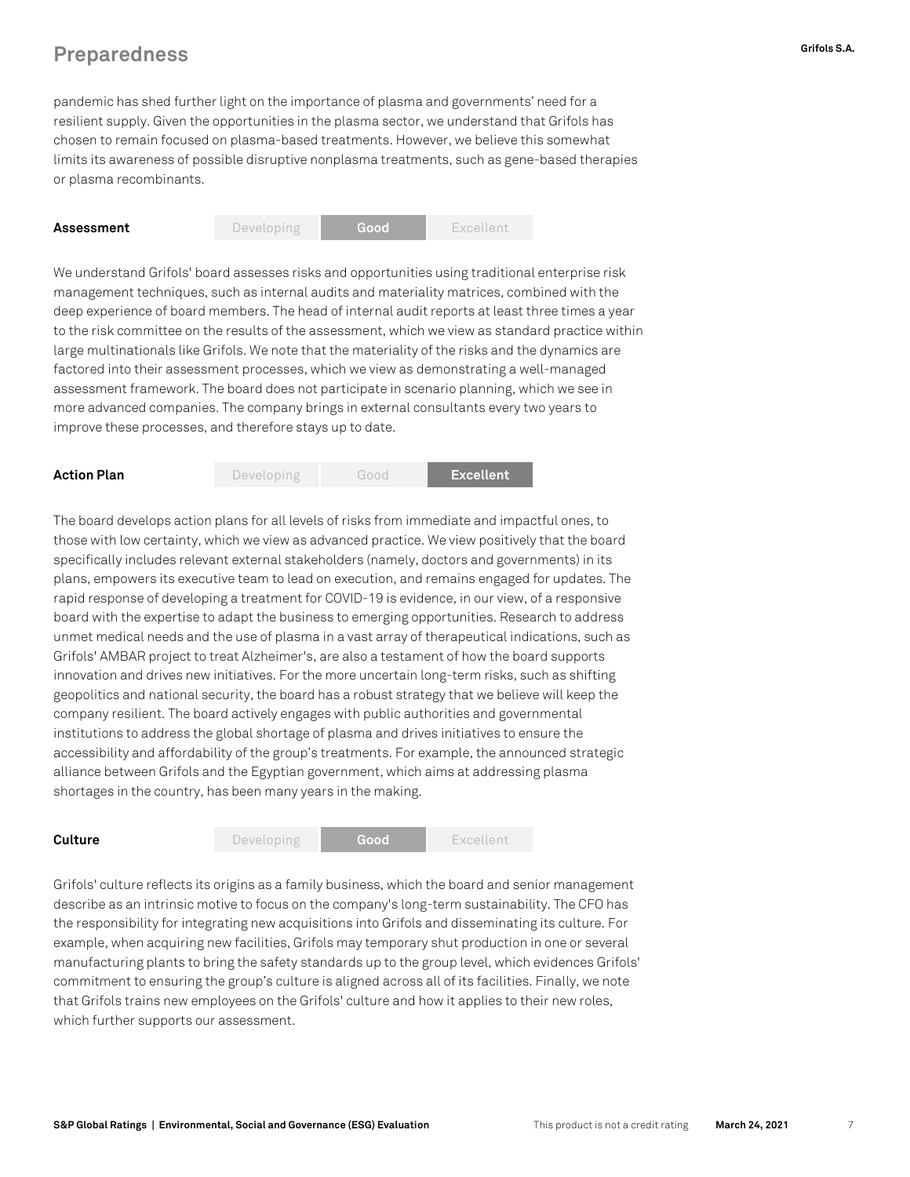## Preparedness

pandemic has shed further light on the importance of plasma and governments' need for a resilient supply. Given the opportunities in the plasma sector, we understand that Grifols has chosen to remain focused on plasma-based treatments. However, we believe this somewhat limits its awareness of possible disruptive nonplasma treatments, such as gene-based therapies or plasma recombinants.

| **Assessment** | Developing | **Good** | Excellent |
| --- | --- | --- | --- |

We understand Grifols' board assesses risks and opportunities using traditional enterprise risk management techniques, such as internal audits and materiality matrices, combined with the deep experience of board members. The head of internal audit reports at least three times a year to the risk committee on the results of the assessment, which we view as standard practice within large multinationals like Grifols. We note that the materiality of the risks and the dynamics are factored into their assessment processes, which we view as demonstrating a well-managed assessment framework. The board does not participate in scenario planning, which we see in more advanced companies. The company brings in external consultants every two years to improve these processes, and therefore stays up to date.

| **Action Plan** | Developing | Good | **Excellent** |
| --- | --- | --- | --- |

The board develops action plans for all levels of risks from immediate and impactful ones, to those with low certainty, which we view as advanced practice. We view positively that the board specifically includes relevant external stakeholders (namely, doctors and governments) in its plans, empowers its executive team to lead on execution, and remains engaged for updates. The rapid response of developing a treatment for COVID-19 is evidence, in our view, of a responsive board with the expertise to adapt the business to emerging opportunities. Research to address unmet medical needs and the use of plasma in a vast array of therapeutical indications, such as Grifols' AMBAR project to treat Alzheimer's, are also a testament of how the board supports innovation and drives new initiatives. For the more uncertain long-term risks, such as shifting geopolitics and national security, the board has a robust strategy that we believe will keep the company resilient. The board actively engages with public authorities and governmental institutions to address the global shortage of plasma and drives initiatives to ensure the accessibility and affordability of the group's treatments. For example, the announced strategic alliance between Grifols and the Egyptian government, which aims at addressing plasma shortages in the country, has been many years in the making.

| **Culture** | Developing | **Good** | Excellent |
| --- | --- | --- | --- |

Grifols' culture reflects its origins as a family business, which the board and senior management describe as an intrinsic motive to focus on the company's long-term sustainability. The CFO has the responsibility for integrating new acquisitions into Grifols and disseminating its culture. For example, when acquiring new facilities, Grifols may temporary shut production in one or several manufacturing plants to bring the safety standards up to the group level, which evidences Grifols' commitment to ensuring the group's culture is aligned across all of its facilities. Finally, we note that Grifols trains new employees on the Grifols' culture and how it applies to their new roles, which further supports our assessment.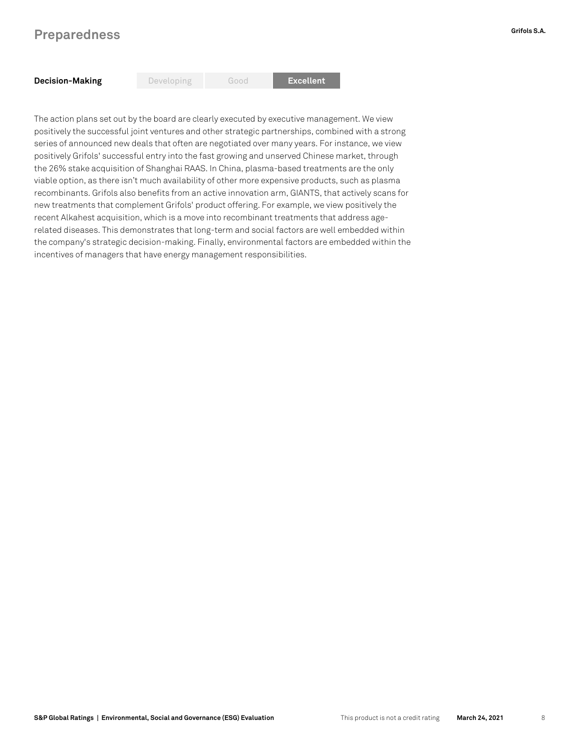## Preparedness

| Decision-Making | Developing | Good | **Excellent** |
| --- | --- | --- | --- |

The action plans set out by the board are clearly executed by executive management. We view positively the successful joint ventures and other strategic partnerships, combined with a strong series of announced new deals that often are negotiated over many years. For instance, we view positively Grifols' successful entry into the fast growing and unserved Chinese market, through the 26% stake acquisition of Shanghai RAAS. In China, plasma-based treatments are the only viable option, as there isn't much availability of other more expensive products, such as plasma recombinants. Grifols also benefits from an active innovation arm, GIANTS, that actively scans for new treatments that complement Grifols' product offering. For example, we view positively the recent Alkahest acquisition, which is a move into recombinant treatments that address age-related diseases. This demonstrates that long-term and social factors are well embedded within the company's strategic decision-making. Finally, environmental factors are embedded within the incentives of managers that have energy management responsibilities.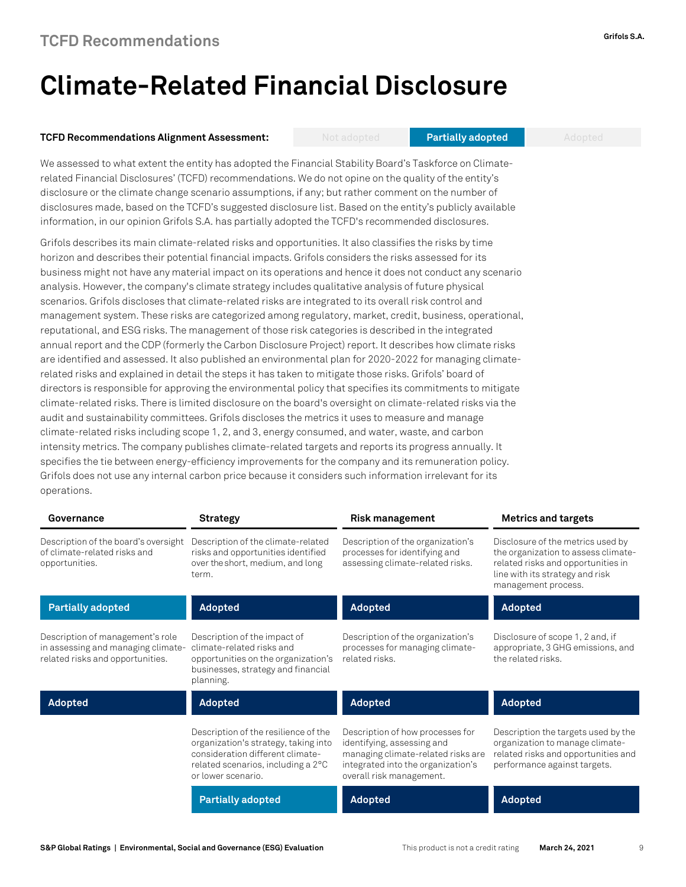## TCFD Recommendations

# Climate-Related Financial Disclosure

**TCFD Recommendations Alignment Assessment:** Not adopted | **Partially adopted** | Adopted

We assessed to what extent the entity has adopted the Financial Stability Board's Taskforce on Climate-related Financial Disclosures' (TCFD) recommendations. We do not opine on the quality of the entity's disclosure or the climate change scenario assumptions, if any; but rather comment on the number of disclosures made, based on the TCFD's suggested disclosure list. Based on the entity's publicly available information, in our opinion Grifols S.A. has partially adopted the TCFD's recommended disclosures.

Grifols describes its main climate-related risks and opportunities. It also classifies the risks by time horizon and describes their potential financial impacts. Grifols considers the risks assessed for its business might not have any material impact on its operations and hence it does not conduct any scenario analysis. However, the company's climate strategy includes qualitative analysis of future physical scenarios. Grifols discloses that climate-related risks are integrated to its overall risk control and management system. These risks are categorized among regulatory, market, credit, business, operational, reputational, and ESG risks. The management of those risk categories is described in the integrated annual report and the CDP (formerly the Carbon Disclosure Project) report. It describes how climate risks are identified and assessed. It also published an environmental plan for 2020-2022 for managing climate-related risks and explained in detail the steps it has taken to mitigate those risks. Grifols' board of directors is responsible for approving the environmental policy that specifies its commitments to mitigate climate-related risks. There is limited disclosure on the board's oversight on climate-related risks via the audit and sustainability committees. Grifols discloses the metrics it uses to measure and manage climate-related risks including scope 1, 2, and 3, energy consumed, and water, waste, and carbon intensity metrics. The company publishes climate-related targets and reports its progress annually. It specifies the tie between energy-efficiency improvements for the company and its remuneration policy. Grifols does not use any internal carbon price because it considers such information irrelevant for its operations.

| Governance | Strategy | Risk management | Metrics and targets |
| --- | --- | --- | --- |
| Description of the board's oversight of climate-related risks and opportunities. | Description of the climate-related risks and opportunities identified over the short, medium, and long term. | Description of the organization's processes for identifying and assessing climate-related risks. | Disclosure of the metrics used by the organization to assess climate-related risks and opportunities in line with its strategy and risk management process. |
| **Partially adopted** | **Adopted** | **Adopted** | **Adopted** |
| Description of management's role in assessing and managing climate-related risks and opportunities. | Description of the impact of climate-related risks and opportunities on the organization's businesses, strategy and financial planning. | Description of the organization's processes for managing climate-related risks. | Disclosure of scope 1, 2 and, if appropriate, 3 GHG emissions, and the related risks. |
| **Adopted** | **Adopted** | **Adopted** | **Adopted** |
| | Description of the resilience of the organization's strategy, taking into consideration different climate-related scenarios, including a 2°C or lower scenario. | Description of how processes for identifying, assessing and managing climate-related risks are integrated into the organization's overall risk management. | Description the targets used by the organization to manage climate-related risks and opportunities and performance against targets. |
| | **Partially adopted** | **Adopted** | **Adopted** |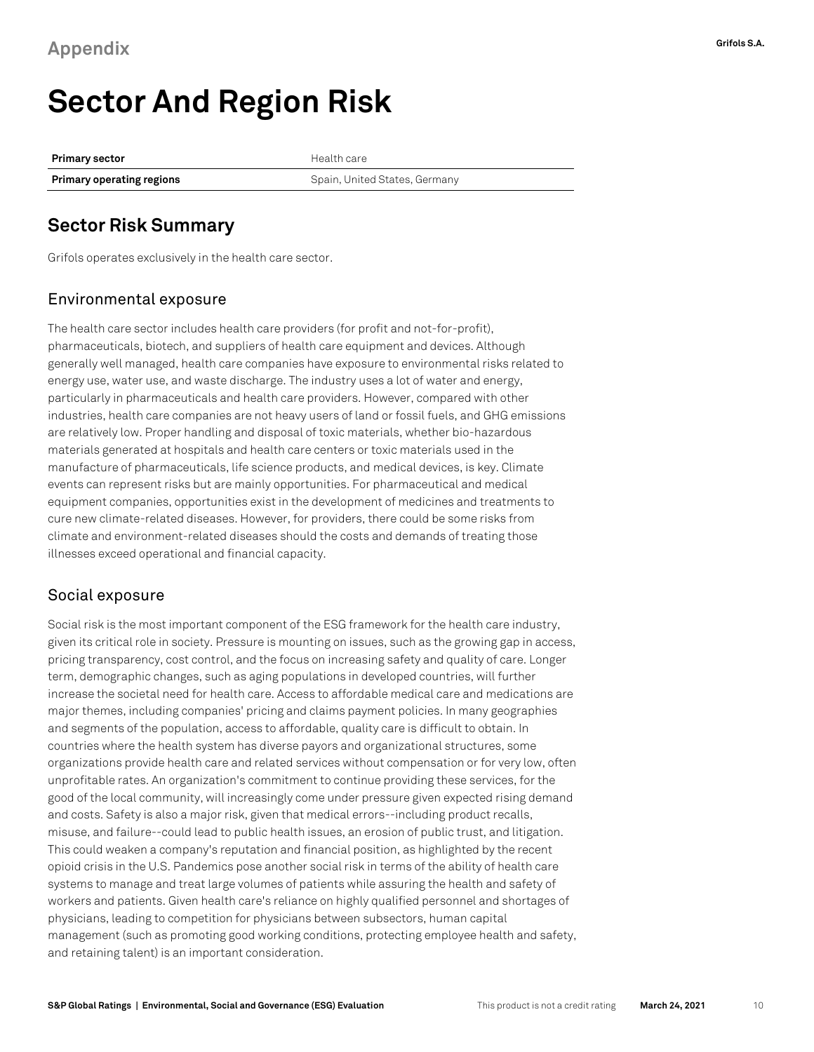Appendix

# Sector And Region Risk

| **Primary sector** | Health care |
|---|---|
| **Primary operating regions** | Spain, United States, Germany |

## Sector Risk Summary

Grifols operates exclusively in the health care sector.

### Environmental exposure

The health care sector includes health care providers (for profit and not-for-profit), pharmaceuticals, biotech, and suppliers of health care equipment and devices. Although generally well managed, health care companies have exposure to environmental risks related to energy use, water use, and waste discharge. The industry uses a lot of water and energy, particularly in pharmaceuticals and health care providers. However, compared with other industries, health care companies are not heavy users of land or fossil fuels, and GHG emissions are relatively low. Proper handling and disposal of toxic materials, whether bio-hazardous materials generated at hospitals and health care centers or toxic materials used in the manufacture of pharmaceuticals, life science products, and medical devices, is key. Climate events can represent risks but are mainly opportunities. For pharmaceutical and medical equipment companies, opportunities exist in the development of medicines and treatments to cure new climate-related diseases. However, for providers, there could be some risks from climate and environment-related diseases should the costs and demands of treating those illnesses exceed operational and financial capacity.

### Social exposure

Social risk is the most important component of the ESG framework for the health care industry, given its critical role in society. Pressure is mounting on issues, such as the growing gap in access, pricing transparency, cost control, and the focus on increasing safety and quality of care. Longer term, demographic changes, such as aging populations in developed countries, will further increase the societal need for health care. Access to affordable medical care and medications are major themes, including companies' pricing and claims payment policies. In many geographies and segments of the population, access to affordable, quality care is difficult to obtain. In countries where the health system has diverse payors and organizational structures, some organizations provide health care and related services without compensation or for very low, often unprofitable rates. An organization's commitment to continue providing these services, for the good of the local community, will increasingly come under pressure given expected rising demand and costs. Safety is also a major risk, given that medical errors--including product recalls, misuse, and failure--could lead to public health issues, an erosion of public trust, and litigation. This could weaken a company's reputation and financial position, as highlighted by the recent opioid crisis in the U.S. Pandemics pose another social risk in terms of the ability of health care systems to manage and treat large volumes of patients while assuring the health and safety of workers and patients. Given health care's reliance on highly qualified personnel and shortages of physicians, leading to competition for physicians between subsectors, human capital management (such as promoting good working conditions, protecting employee health and safety, and retaining talent) is an important consideration.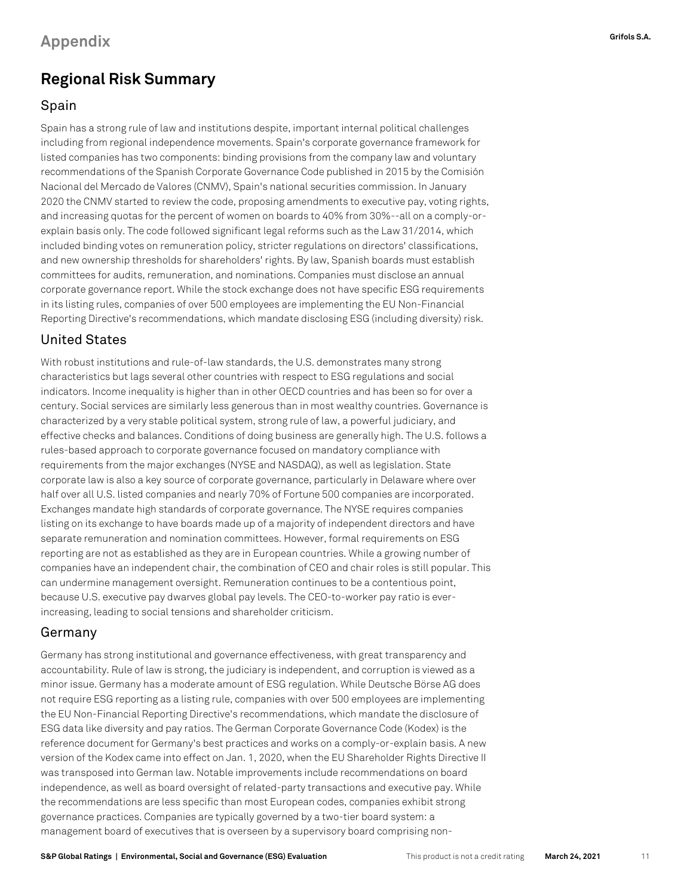# Appendix

## Regional Risk Summary

### Spain

Spain has a strong rule of law and institutions despite, important internal political challenges including from regional independence movements. Spain's corporate governance framework for listed companies has two components: binding provisions from the company law and voluntary recommendations of the Spanish Corporate Governance Code published in 2015 by the Comisión Nacional del Mercado de Valores (CNMV), Spain's national securities commission. In January 2020 the CNMV started to review the code, proposing amendments to executive pay, voting rights, and increasing quotas for the percent of women on boards to 40% from 30%--all on a comply-or-explain basis only. The code followed significant legal reforms such as the Law 31/2014, which included binding votes on remuneration policy, stricter regulations on directors' classifications, and new ownership thresholds for shareholders' rights. By law, Spanish boards must establish committees for audits, remuneration, and nominations. Companies must disclose an annual corporate governance report. While the stock exchange does not have specific ESG requirements in its listing rules, companies of over 500 employees are implementing the EU Non-Financial Reporting Directive's recommendations, which mandate disclosing ESG (including diversity) risk.

### United States

With robust institutions and rule-of-law standards, the U.S. demonstrates many strong characteristics but lags several other countries with respect to ESG regulations and social indicators. Income inequality is higher than in other OECD countries and has been so for over a century. Social services are similarly less generous than in most wealthy countries. Governance is characterized by a very stable political system, strong rule of law, a powerful judiciary, and effective checks and balances. Conditions of doing business are generally high. The U.S. follows a rules-based approach to corporate governance focused on mandatory compliance with requirements from the major exchanges (NYSE and NASDAQ), as well as legislation. State corporate law is also a key source of corporate governance, particularly in Delaware where over half over all U.S. listed companies and nearly 70% of Fortune 500 companies are incorporated. Exchanges mandate high standards of corporate governance. The NYSE requires companies listing on its exchange to have boards made up of a majority of independent directors and have separate remuneration and nomination committees. However, formal requirements on ESG reporting are not as established as they are in European countries. While a growing number of companies have an independent chair, the combination of CEO and chair roles is still popular. This can undermine management oversight. Remuneration continues to be a contentious point, because U.S. executive pay dwarves global pay levels. The CEO-to-worker pay ratio is ever-increasing, leading to social tensions and shareholder criticism.

### Germany

Germany has strong institutional and governance effectiveness, with great transparency and accountability. Rule of law is strong, the judiciary is independent, and corruption is viewed as a minor issue. Germany has a moderate amount of ESG regulation. While Deutsche Börse AG does not require ESG reporting as a listing rule, companies with over 500 employees are implementing the EU Non-Financial Reporting Directive's recommendations, which mandate the disclosure of ESG data like diversity and pay ratios. The German Corporate Governance Code (Kodex) is the reference document for Germany's best practices and works on a comply-or-explain basis. A new version of the Kodex came into effect on Jan. 1, 2020, when the EU Shareholder Rights Directive II was transposed into German law. Notable improvements include recommendations on board independence, as well as board oversight of related-party transactions and executive pay. While the recommendations are less specific than most European codes, companies exhibit strong governance practices. Companies are typically governed by a two-tier board system: a management board of executives that is overseen by a supervisory board comprising non-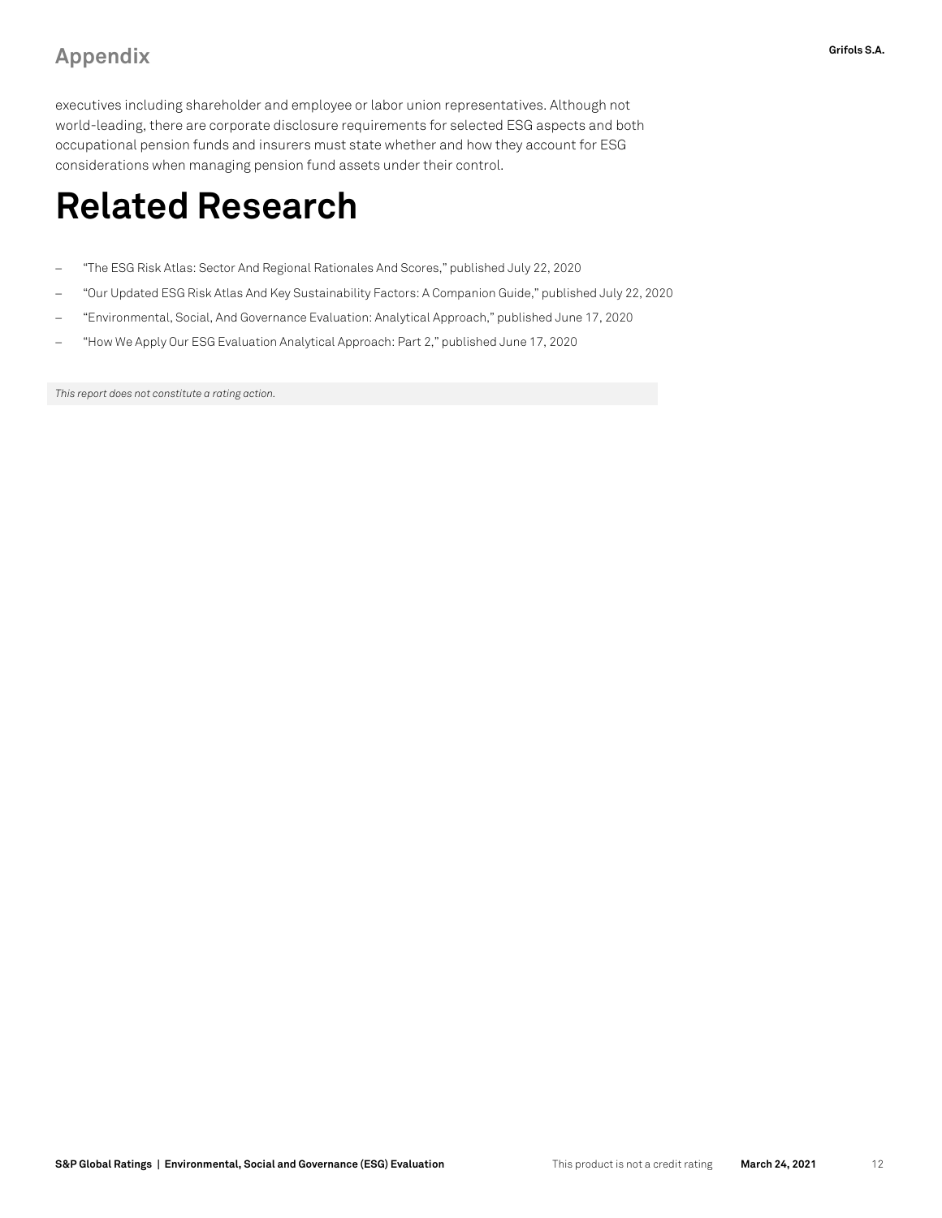executives including shareholder and employee or labor union representatives. Although not world-leading, there are corporate disclosure requirements for selected ESG aspects and both occupational pension funds and insurers must state whether and how they account for ESG considerations when managing pension fund assets under their control.

# Related Research

- "The ESG Risk Atlas: Sector And Regional Rationales And Scores," published July 22, 2020
- "Our Updated ESG Risk Atlas And Key Sustainability Factors: A Companion Guide," published July 22, 2020
- "Environmental, Social, And Governance Evaluation: Analytical Approach," published June 17, 2020
- "How We Apply Our ESG Evaluation Analytical Approach: Part 2," published June 17, 2020

*This report does not constitute a rating action.*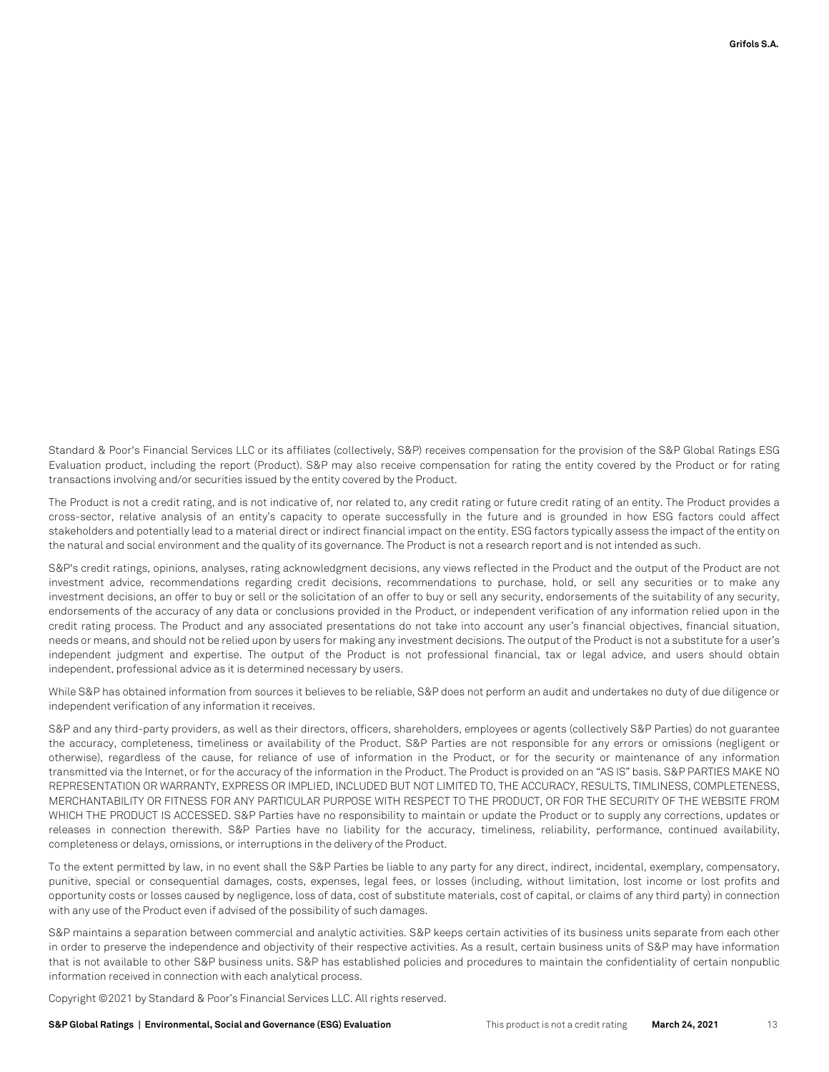Standard & Poor's Financial Services LLC or its affiliates (collectively, S&P) receives compensation for the provision of the S&P Global Ratings ESG Evaluation product, including the report (Product). S&P may also receive compensation for rating the entity covered by the Product or for rating transactions involving and/or securities issued by the entity covered by the Product.

The Product is not a credit rating, and is not indicative of, nor related to, any credit rating or future credit rating of an entity. The Product provides a cross-sector, relative analysis of an entity's capacity to operate successfully in the future and is grounded in how ESG factors could affect stakeholders and potentially lead to a material direct or indirect financial impact on the entity. ESG factors typically assess the impact of the entity on the natural and social environment and the quality of its governance. The Product is not a research report and is not intended as such.

S&P's credit ratings, opinions, analyses, rating acknowledgment decisions, any views reflected in the Product and the output of the Product are not investment advice, recommendations regarding credit decisions, recommendations to purchase, hold, or sell any securities or to make any investment decisions, an offer to buy or sell or the solicitation of an offer to buy or sell any security, endorsements of the suitability of any security, endorsements of the accuracy of any data or conclusions provided in the Product, or independent verification of any information relied upon in the credit rating process. The Product and any associated presentations do not take into account any user's financial objectives, financial situation, needs or means, and should not be relied upon by users for making any investment decisions. The output of the Product is not a substitute for a user's independent judgment and expertise. The output of the Product is not professional financial, tax or legal advice, and users should obtain independent, professional advice as it is determined necessary by users.

While S&P has obtained information from sources it believes to be reliable, S&P does not perform an audit and undertakes no duty of due diligence or independent verification of any information it receives.

S&P and any third-party providers, as well as their directors, officers, shareholders, employees or agents (collectively S&P Parties) do not guarantee the accuracy, completeness, timeliness or availability of the Product. S&P Parties are not responsible for any errors or omissions (negligent or otherwise), regardless of the cause, for reliance of use of information in the Product, or for the security or maintenance of any information transmitted via the Internet, or for the accuracy of the information in the Product. The Product is provided on an "AS IS" basis. S&P PARTIES MAKE NO REPRESENTATION OR WARRANTY, EXPRESS OR IMPLIED, INCLUDED BUT NOT LIMITED TO, THE ACCURACY, RESULTS, TIMLINESS, COMPLETENESS, MERCHANTABILITY OR FITNESS FOR ANY PARTICULAR PURPOSE WITH RESPECT TO THE PRODUCT, OR FOR THE SECURITY OF THE WEBSITE FROM WHICH THE PRODUCT IS ACCESSED. S&P Parties have no responsibility to maintain or update the Product or to supply any corrections, updates or releases in connection therewith. S&P Parties have no liability for the accuracy, timeliness, reliability, performance, continued availability, completeness or delays, omissions, or interruptions in the delivery of the Product.

To the extent permitted by law, in no event shall the S&P Parties be liable to any party for any direct, indirect, incidental, exemplary, compensatory, punitive, special or consequential damages, costs, expenses, legal fees, or losses (including, without limitation, lost income or lost profits and opportunity costs or losses caused by negligence, loss of data, cost of substitute materials, cost of capital, or claims of any third party) in connection with any use of the Product even if advised of the possibility of such damages.

S&P maintains a separation between commercial and analytic activities. S&P keeps certain activities of its business units separate from each other in order to preserve the independence and objectivity of their respective activities. As a result, certain business units of S&P may have information that is not available to other S&P business units. S&P has established policies and procedures to maintain the confidentiality of certain nonpublic information received in connection with each analytical process.

Copyright ©2021 by Standard & Poor's Financial Services LLC. All rights reserved.